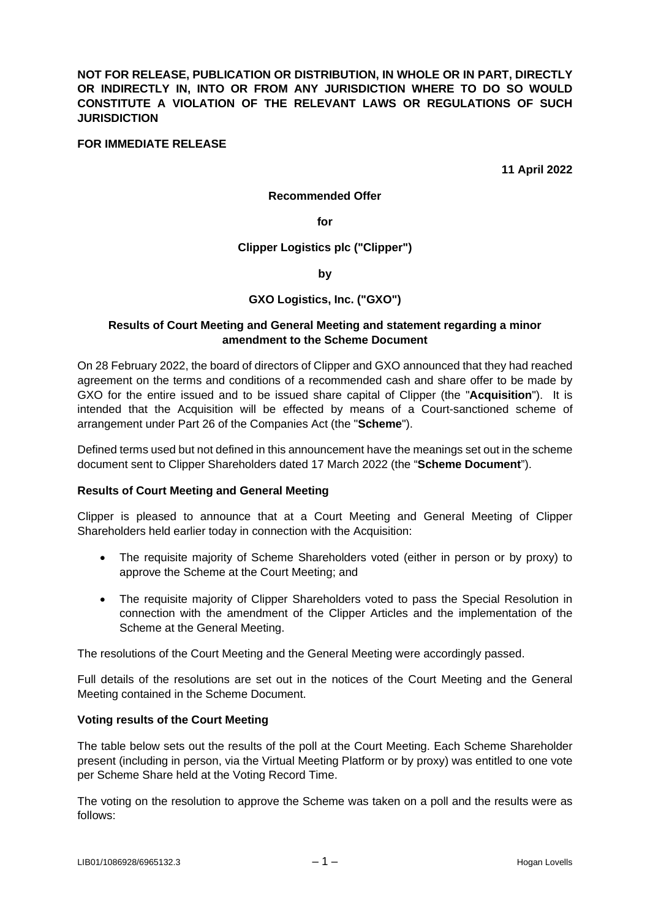**NOT FOR RELEASE, PUBLICATION OR DISTRIBUTION, IN WHOLE OR IN PART, DIRECTLY OR INDIRECTLY IN, INTO OR FROM ANY JURISDICTION WHERE TO DO SO WOULD CONSTITUTE A VIOLATION OF THE RELEVANT LAWS OR REGULATIONS OF SUCH JURISDICTION**

**FOR IMMEDIATE RELEASE**

**11 April 2022**

**Recommended Offer**

**for**

**Clipper Logistics plc ("Clipper")**

**by**

**GXO Logistics, Inc. ("GXO")**

**Results of Court Meeting and General Meeting and statement regarding a minor amendment to the Scheme Document**

On 28 February 2022, the board of directors of Clipper and GXO announced that they had reached agreement on the terms and conditions of a recommended cash and share offer to be made by GXO for the entire issued and to be issued share capital of Clipper (the "**Acquisition**"). It is intended that the Acquisition will be effected by means of a Court-sanctioned scheme of arrangement under Part 26 of the Companies Act (the "**Scheme**").

Defined terms used but not defined in this announcement have the meanings set out in the scheme document sent to Clipper Shareholders dated 17 March 2022 (the "**Scheme Document**").

**Results of Court Meeting and General Meeting**

Clipper is pleased to announce that at a Court Meeting and General Meeting of Clipper Shareholders held earlier today in connection with the Acquisition:

- The requisite majority of Scheme Shareholders voted (either in person or by proxy) to approve the Scheme at the Court Meeting; and
- The requisite majority of Clipper Shareholders voted to pass the Special Resolution in connection with the amendment of the Clipper Articles and the implementation of the Scheme at the General Meeting.

The resolutions of the Court Meeting and the General Meeting were accordingly passed.

Full details of the resolutions are set out in the notices of the Court Meeting and the General Meeting contained in the Scheme Document.

**Voting results of the Court Meeting**

The table below sets out the results of the poll at the Court Meeting. Each Scheme Shareholder present (including in person, via the Virtual Meeting Platform or by proxy) was entitled to one vote per Scheme Share held at the Voting Record Time.

The voting on the resolution to approve the Scheme was taken on a poll and the results were as follows: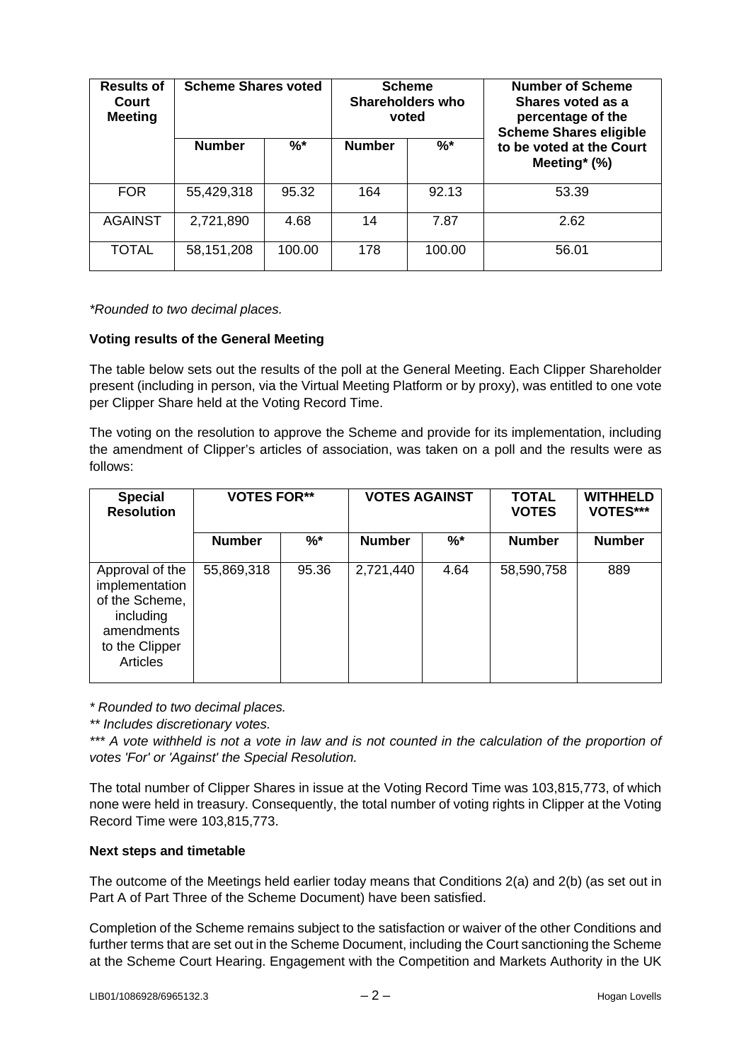| Results of Court Meeting | Scheme Shares voted | | Scheme Shareholders who voted | | Number of Scheme Shares voted as a percentage of the Scheme Shares eligible to be voted at the Court Meeting* (%) |
|---|---|---|---|---|---|
| | Number | %* | Number | %* | |
| FOR | 55,429,318 | 95.32 | 164 | 92.13 | 53.39 |
| AGAINST | 2,721,890 | 4.68 | 14 | 7.87 | 2.62 |
| TOTAL | 58,151,208 | 100.00 | 178 | 100.00 | 56.01 |

*\*Rounded to two decimal places.*

**Voting results of the General Meeting**

The table below sets out the results of the poll at the General Meeting. Each Clipper Shareholder present (including in person, via the Virtual Meeting Platform or by proxy), was entitled to one vote per Clipper Share held at the Voting Record Time.

The voting on the resolution to approve the Scheme and provide for its implementation, including the amendment of Clipper's articles of association, was taken on a poll and the results were as follows:

| Special Resolution | VOTES FOR** | | VOTES AGAINST | | TOTAL VOTES | WITHHELD VOTES*** |
|---|---|---|---|---|---|---|
| | Number | %* | Number | %* | Number | Number |
| Approval of the implementation of the Scheme, including amendments to the Clipper Articles | 55,869,318 | 95.36 | 2,721,440 | 4.64 | 58,590,758 | 889 |

*\* Rounded to two decimal places.*

*\*\* Includes discretionary votes.*

*\*\*\* A vote withheld is not a vote in law and is not counted in the calculation of the proportion of votes 'For' or 'Against' the Special Resolution.*

The total number of Clipper Shares in issue at the Voting Record Time was 103,815,773, of which none were held in treasury. Consequently, the total number of voting rights in Clipper at the Voting Record Time were 103,815,773.

**Next steps and timetable**

The outcome of the Meetings held earlier today means that Conditions 2(a) and 2(b) (as set out in Part A of Part Three of the Scheme Document) have been satisfied.

Completion of the Scheme remains subject to the satisfaction or waiver of the other Conditions and further terms that are set out in the Scheme Document, including the Court sanctioning the Scheme at the Scheme Court Hearing. Engagement with the Competition and Markets Authority in the UK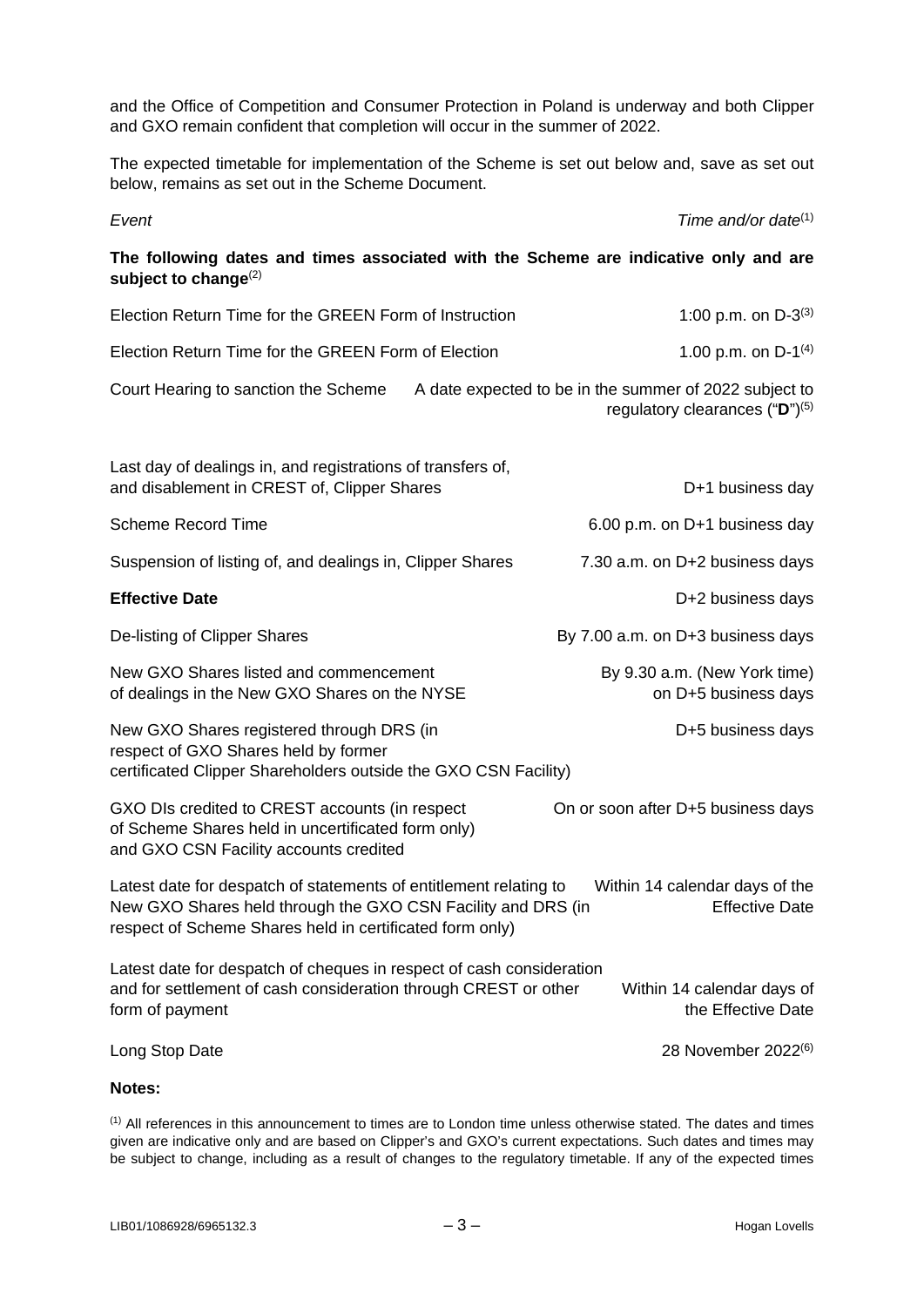and the Office of Competition and Consumer Protection in Poland is underway and both Clipper and GXO remain confident that completion will occur in the summer of 2022.

The expected timetable for implementation of the Scheme is set out below and, save as set out below, remains as set out in the Scheme Document.

| *Event* | *Time and/or date*[(1)] |
|---|---|
| **The following dates and times associated with the Scheme are indicative only and are subject to change**[(2)] | |
| Election Return Time for the GREEN Form of Instruction | 1:00 p.m. on D-3[(3)] |
| Election Return Time for the GREEN Form of Election | 1.00 p.m. on D-1[(4)] |
| Court Hearing to sanction the Scheme | A date expected to be in the summer of 2022 subject to regulatory clearances ("**D**")[(5)] |
| Last day of dealings in, and registrations of transfers of, and disablement in CREST of, Clipper Shares | D+1 business day |
| Scheme Record Time | 6.00 p.m. on D+1 business day |
| Suspension of listing of, and dealings in, Clipper Shares | 7.30 a.m. on D+2 business days |
| **Effective Date** | D+2 business days |
| De-listing of Clipper Shares | By 7.00 a.m. on D+3 business days |
| New GXO Shares listed and commencement of dealings in the New GXO Shares on the NYSE | By 9.30 a.m. (New York time) on D+5 business days |
| New GXO Shares registered through DRS (in respect of GXO Shares held by former certificated Clipper Shareholders outside the GXO CSN Facility) | D+5 business days |
| GXO DIs credited to CREST accounts (in respect of Scheme Shares held in uncertificated form only) and GXO CSN Facility accounts credited | On or soon after D+5 business days |
| Latest date for despatch of statements of entitlement relating to New GXO Shares held through the GXO CSN Facility and DRS (in respect of Scheme Shares held in certificated form only) | Within 14 calendar days of the Effective Date |
| Latest date for despatch of cheques in respect of cash consideration and for settlement of cash consideration through CREST or other form of payment | Within 14 calendar days of the Effective Date |
| Long Stop Date | 28 November 2022[(6)] |

**Notes:**

[(1)] All references in this announcement to times are to London time unless otherwise stated. The dates and times given are indicative only and are based on Clipper's and GXO's current expectations. Such dates and times may be subject to change, including as a result of changes to the regulatory timetable. If any of the expected times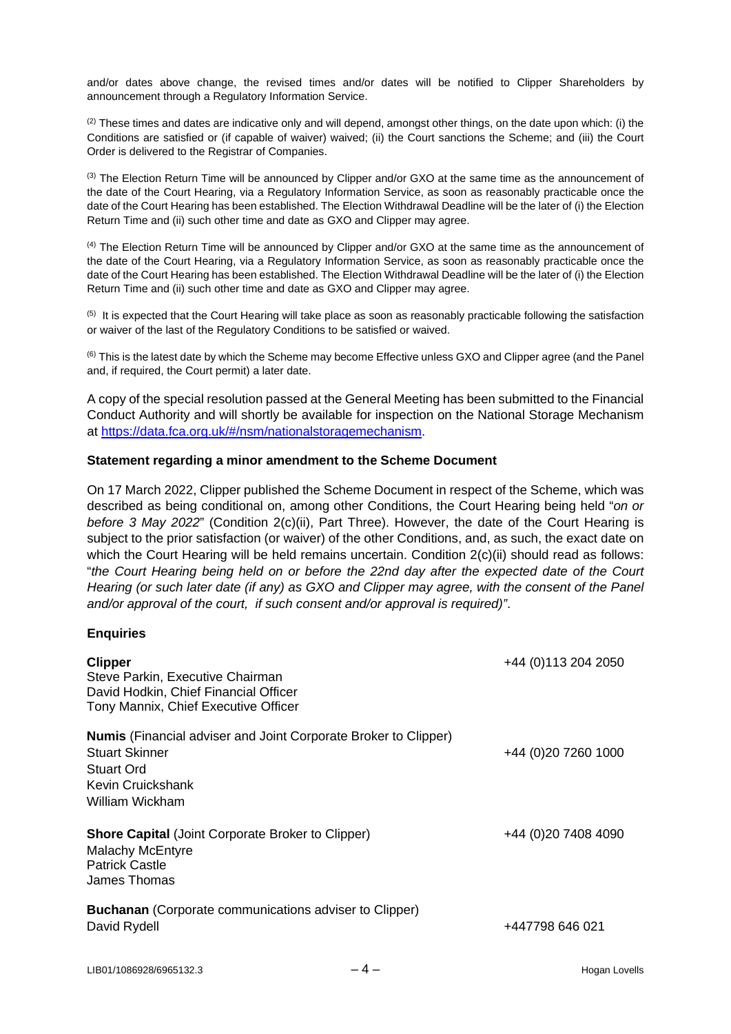and/or dates above change, the revised times and/or dates will be notified to Clipper Shareholders by announcement through a Regulatory Information Service.

(2) These times and dates are indicative only and will depend, amongst other things, on the date upon which: (i) the Conditions are satisfied or (if capable of waiver) waived; (ii) the Court sanctions the Scheme; and (iii) the Court Order is delivered to the Registrar of Companies.

(3) The Election Return Time will be announced by Clipper and/or GXO at the same time as the announcement of the date of the Court Hearing, via a Regulatory Information Service, as soon as reasonably practicable once the date of the Court Hearing has been established. The Election Withdrawal Deadline will be the later of (i) the Election Return Time and (ii) such other time and date as GXO and Clipper may agree.

(4) The Election Return Time will be announced by Clipper and/or GXO at the same time as the announcement of the date of the Court Hearing, via a Regulatory Information Service, as soon as reasonably practicable once the date of the Court Hearing has been established. The Election Withdrawal Deadline will be the later of (i) the Election Return Time and (ii) such other time and date as GXO and Clipper may agree.

(5) It is expected that the Court Hearing will take place as soon as reasonably practicable following the satisfaction or waiver of the last of the Regulatory Conditions to be satisfied or waived.

(6) This is the latest date by which the Scheme may become Effective unless GXO and Clipper agree (and the Panel and, if required, the Court permit) a later date.

A copy of the special resolution passed at the General Meeting has been submitted to the Financial Conduct Authority and will shortly be available for inspection on the National Storage Mechanism at https://data.fca.org.uk/#/nsm/nationalstoragemechanism.

**Statement regarding a minor amendment to the Scheme Document**

On 17 March 2022, Clipper published the Scheme Document in respect of the Scheme, which was described as being conditional on, among other Conditions, the Court Hearing being held "*on or before 3 May 2022*" (Condition 2(c)(ii), Part Three). However, the date of the Court Hearing is subject to the prior satisfaction (or waiver) of the other Conditions, and, as such, the exact date on which the Court Hearing will be held remains uncertain. Condition 2(c)(ii) should read as follows: "*the Court Hearing being held on or before the 22nd day after the expected date of the Court Hearing (or such later date (if any) as GXO and Clipper may agree, with the consent of the Panel and/or approval of the court, if such consent and/or approval is required)"*.

**Enquiries**

**Clipper** +44 (0)113 204 2050
Steve Parkin, Executive Chairman
David Hodkin, Chief Financial Officer
Tony Mannix, Chief Executive Officer

**Numis** (Financial adviser and Joint Corporate Broker to Clipper)
Stuart Skinner +44 (0)20 7260 1000
Stuart Ord
Kevin Cruickshank
William Wickham

**Shore Capital** (Joint Corporate Broker to Clipper) +44 (0)20 7408 4090
Malachy McEntyre
Patrick Castle
James Thomas

**Buchanan** (Corporate communications adviser to Clipper)
David Rydell +447798 646 021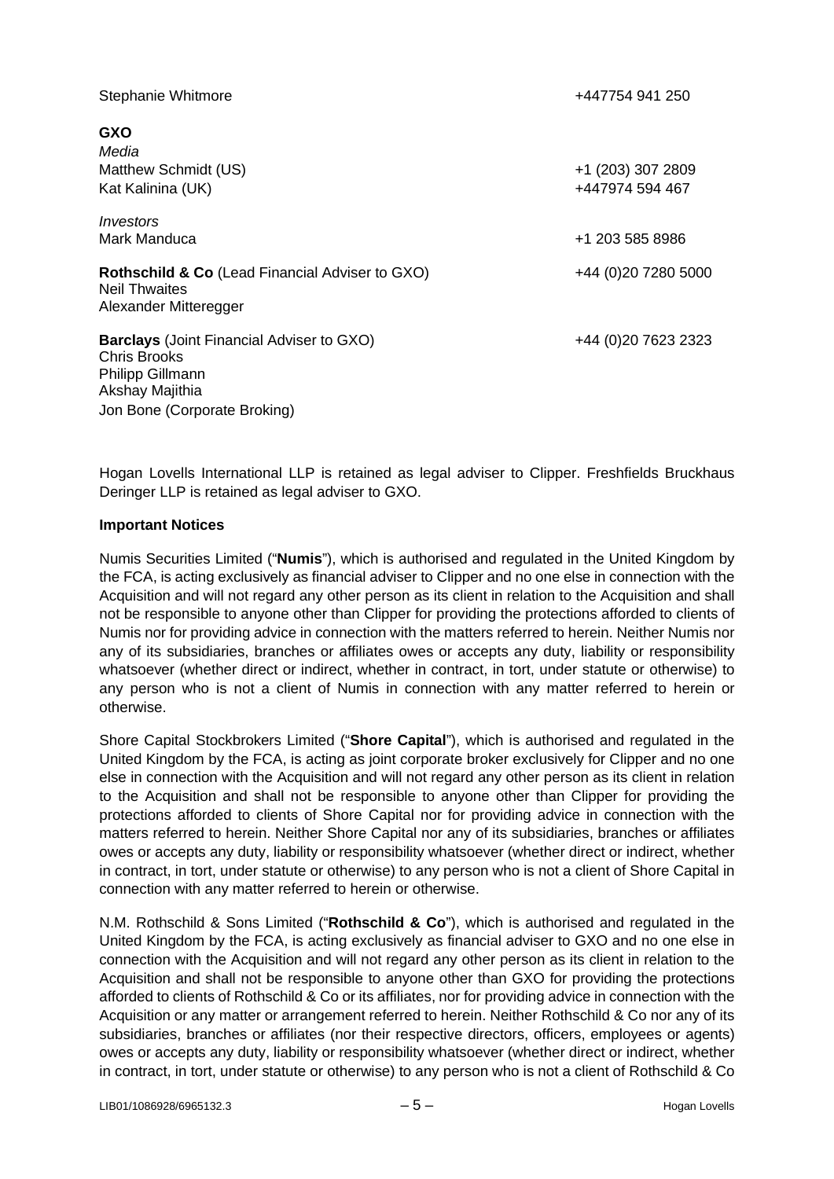Stephanie Whitmore +447754 941 250

**GXO**

*Media*

Matthew Schmidt (US) +1 (203) 307 2809

Kat Kalinina (UK) +447974 594 467

*Investors*

Mark Manduca +1 203 585 8986

**Rothschild & Co** (Lead Financial Adviser to GXO) +44 (0)20 7280 5000

Neil Thwaites

Alexander Mitteregger

**Barclays** (Joint Financial Adviser to GXO) +44 (0)20 7623 2323

Chris Brooks

Philipp Gillmann

Akshay Majithia

Jon Bone (Corporate Broking)

Hogan Lovells International LLP is retained as legal adviser to Clipper. Freshfields Bruckhaus Deringer LLP is retained as legal adviser to GXO.

**Important Notices**

Numis Securities Limited ("**Numis**"), which is authorised and regulated in the United Kingdom by the FCA, is acting exclusively as financial adviser to Clipper and no one else in connection with the Acquisition and will not regard any other person as its client in relation to the Acquisition and shall not be responsible to anyone other than Clipper for providing the protections afforded to clients of Numis nor for providing advice in connection with the matters referred to herein. Neither Numis nor any of its subsidiaries, branches or affiliates owes or accepts any duty, liability or responsibility whatsoever (whether direct or indirect, whether in contract, in tort, under statute or otherwise) to any person who is not a client of Numis in connection with any matter referred to herein or otherwise.

Shore Capital Stockbrokers Limited ("**Shore Capital**"), which is authorised and regulated in the United Kingdom by the FCA, is acting as joint corporate broker exclusively for Clipper and no one else in connection with the Acquisition and will not regard any other person as its client in relation to the Acquisition and shall not be responsible to anyone other than Clipper for providing the protections afforded to clients of Shore Capital nor for providing advice in connection with the matters referred to herein. Neither Shore Capital nor any of its subsidiaries, branches or affiliates owes or accepts any duty, liability or responsibility whatsoever (whether direct or indirect, whether in contract, in tort, under statute or otherwise) to any person who is not a client of Shore Capital in connection with any matter referred to herein or otherwise.

N.M. Rothschild & Sons Limited ("**Rothschild & Co**"), which is authorised and regulated in the United Kingdom by the FCA, is acting exclusively as financial adviser to GXO and no one else in connection with the Acquisition and will not regard any other person as its client in relation to the Acquisition and shall not be responsible to anyone other than GXO for providing the protections afforded to clients of Rothschild & Co or its affiliates, nor for providing advice in connection with the Acquisition or any matter or arrangement referred to herein. Neither Rothschild & Co nor any of its subsidiaries, branches or affiliates (nor their respective directors, officers, employees or agents) owes or accepts any duty, liability or responsibility whatsoever (whether direct or indirect, whether in contract, in tort, under statute or otherwise) to any person who is not a client of Rothschild & Co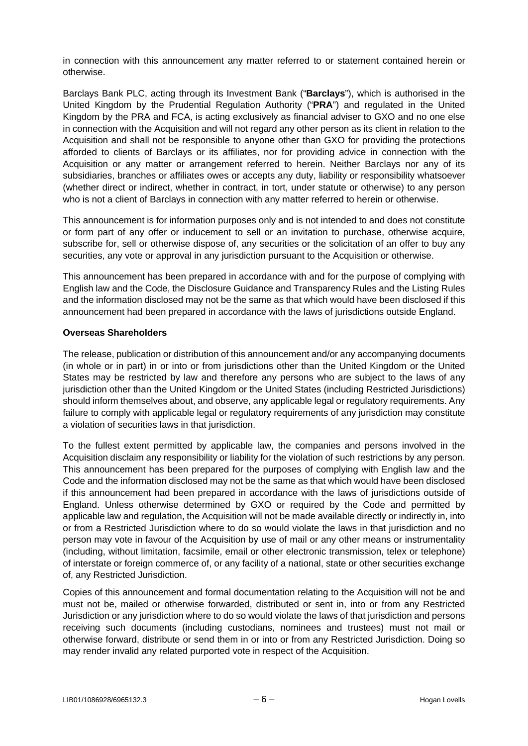in connection with this announcement any matter referred to or statement contained herein or otherwise.

Barclays Bank PLC, acting through its Investment Bank ("**Barclays**"), which is authorised in the United Kingdom by the Prudential Regulation Authority ("**PRA**") and regulated in the United Kingdom by the PRA and FCA, is acting exclusively as financial adviser to GXO and no one else in connection with the Acquisition and will not regard any other person as its client in relation to the Acquisition and shall not be responsible to anyone other than GXO for providing the protections afforded to clients of Barclays or its affiliates, nor for providing advice in connection with the Acquisition or any matter or arrangement referred to herein. Neither Barclays nor any of its subsidiaries, branches or affiliates owes or accepts any duty, liability or responsibility whatsoever (whether direct or indirect, whether in contract, in tort, under statute or otherwise) to any person who is not a client of Barclays in connection with any matter referred to herein or otherwise.

This announcement is for information purposes only and is not intended to and does not constitute or form part of any offer or inducement to sell or an invitation to purchase, otherwise acquire, subscribe for, sell or otherwise dispose of, any securities or the solicitation of an offer to buy any securities, any vote or approval in any jurisdiction pursuant to the Acquisition or otherwise.

This announcement has been prepared in accordance with and for the purpose of complying with English law and the Code, the Disclosure Guidance and Transparency Rules and the Listing Rules and the information disclosed may not be the same as that which would have been disclosed if this announcement had been prepared in accordance with the laws of jurisdictions outside England.

**Overseas Shareholders**

The release, publication or distribution of this announcement and/or any accompanying documents (in whole or in part) in or into or from jurisdictions other than the United Kingdom or the United States may be restricted by law and therefore any persons who are subject to the laws of any jurisdiction other than the United Kingdom or the United States (including Restricted Jurisdictions) should inform themselves about, and observe, any applicable legal or regulatory requirements. Any failure to comply with applicable legal or regulatory requirements of any jurisdiction may constitute a violation of securities laws in that jurisdiction.

To the fullest extent permitted by applicable law, the companies and persons involved in the Acquisition disclaim any responsibility or liability for the violation of such restrictions by any person. This announcement has been prepared for the purposes of complying with English law and the Code and the information disclosed may not be the same as that which would have been disclosed if this announcement had been prepared in accordance with the laws of jurisdictions outside of England. Unless otherwise determined by GXO or required by the Code and permitted by applicable law and regulation, the Acquisition will not be made available directly or indirectly in, into or from a Restricted Jurisdiction where to do so would violate the laws in that jurisdiction and no person may vote in favour of the Acquisition by use of mail or any other means or instrumentality (including, without limitation, facsimile, email or other electronic transmission, telex or telephone) of interstate or foreign commerce of, or any facility of a national, state or other securities exchange of, any Restricted Jurisdiction.

Copies of this announcement and formal documentation relating to the Acquisition will not be and must not be, mailed or otherwise forwarded, distributed or sent in, into or from any Restricted Jurisdiction or any jurisdiction where to do so would violate the laws of that jurisdiction and persons receiving such documents (including custodians, nominees and trustees) must not mail or otherwise forward, distribute or send them in or into or from any Restricted Jurisdiction. Doing so may render invalid any related purported vote in respect of the Acquisition.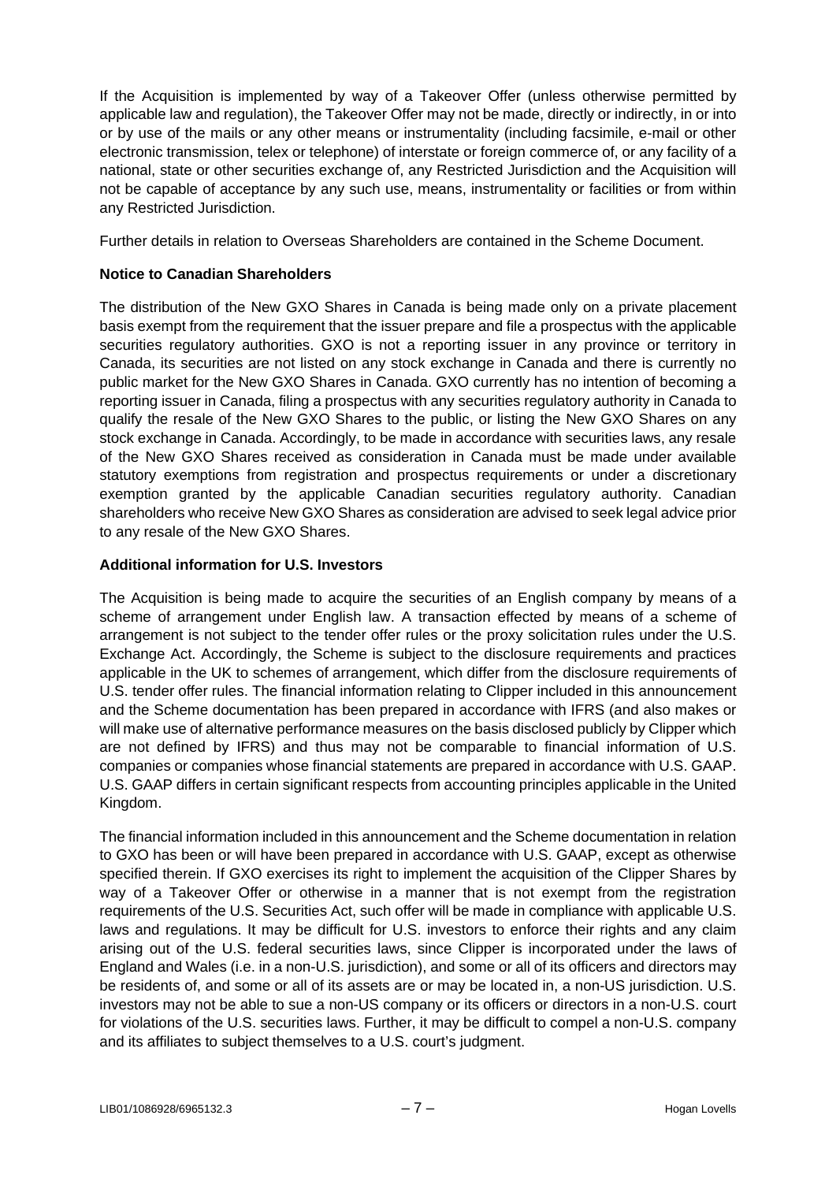If the Acquisition is implemented by way of a Takeover Offer (unless otherwise permitted by applicable law and regulation), the Takeover Offer may not be made, directly or indirectly, in or into or by use of the mails or any other means or instrumentality (including facsimile, e-mail or other electronic transmission, telex or telephone) of interstate or foreign commerce of, or any facility of a national, state or other securities exchange of, any Restricted Jurisdiction and the Acquisition will not be capable of acceptance by any such use, means, instrumentality or facilities or from within any Restricted Jurisdiction.

Further details in relation to Overseas Shareholders are contained in the Scheme Document.

**Notice to Canadian Shareholders**

The distribution of the New GXO Shares in Canada is being made only on a private placement basis exempt from the requirement that the issuer prepare and file a prospectus with the applicable securities regulatory authorities. GXO is not a reporting issuer in any province or territory in Canada, its securities are not listed on any stock exchange in Canada and there is currently no public market for the New GXO Shares in Canada. GXO currently has no intention of becoming a reporting issuer in Canada, filing a prospectus with any securities regulatory authority in Canada to qualify the resale of the New GXO Shares to the public, or listing the New GXO Shares on any stock exchange in Canada. Accordingly, to be made in accordance with securities laws, any resale of the New GXO Shares received as consideration in Canada must be made under available statutory exemptions from registration and prospectus requirements or under a discretionary exemption granted by the applicable Canadian securities regulatory authority. Canadian shareholders who receive New GXO Shares as consideration are advised to seek legal advice prior to any resale of the New GXO Shares.

**Additional information for U.S. Investors**

The Acquisition is being made to acquire the securities of an English company by means of a scheme of arrangement under English law. A transaction effected by means of a scheme of arrangement is not subject to the tender offer rules or the proxy solicitation rules under the U.S. Exchange Act. Accordingly, the Scheme is subject to the disclosure requirements and practices applicable in the UK to schemes of arrangement, which differ from the disclosure requirements of U.S. tender offer rules. The financial information relating to Clipper included in this announcement and the Scheme documentation has been prepared in accordance with IFRS (and also makes or will make use of alternative performance measures on the basis disclosed publicly by Clipper which are not defined by IFRS) and thus may not be comparable to financial information of U.S. companies or companies whose financial statements are prepared in accordance with U.S. GAAP. U.S. GAAP differs in certain significant respects from accounting principles applicable in the United Kingdom.

The financial information included in this announcement and the Scheme documentation in relation to GXO has been or will have been prepared in accordance with U.S. GAAP, except as otherwise specified therein. If GXO exercises its right to implement the acquisition of the Clipper Shares by way of a Takeover Offer or otherwise in a manner that is not exempt from the registration requirements of the U.S. Securities Act, such offer will be made in compliance with applicable U.S. laws and regulations. It may be difficult for U.S. investors to enforce their rights and any claim arising out of the U.S. federal securities laws, since Clipper is incorporated under the laws of England and Wales (i.e. in a non-U.S. jurisdiction), and some or all of its officers and directors may be residents of, and some or all of its assets are or may be located in, a non-US jurisdiction. U.S. investors may not be able to sue a non-US company or its officers or directors in a non-U.S. court for violations of the U.S. securities laws. Further, it may be difficult to compel a non-U.S. company and its affiliates to subject themselves to a U.S. court's judgment.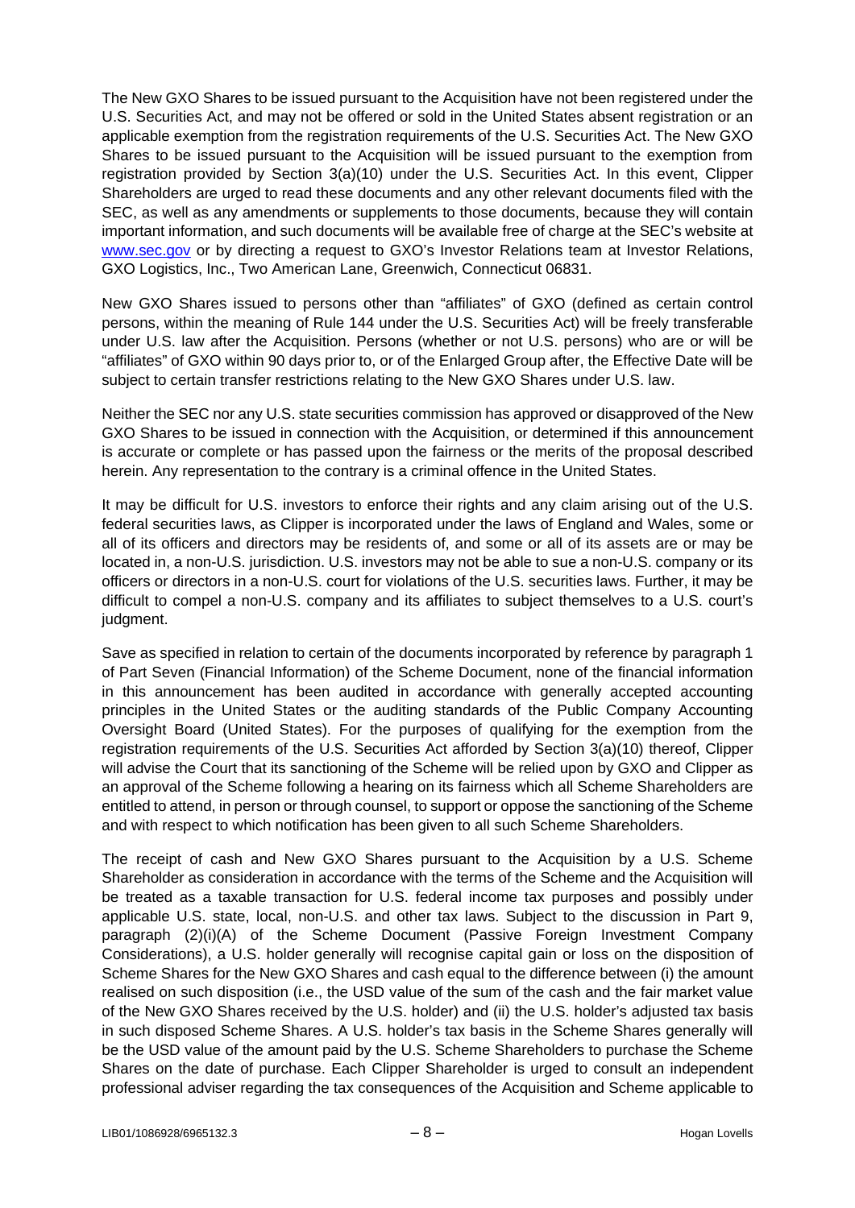The New GXO Shares to be issued pursuant to the Acquisition have not been registered under the U.S. Securities Act, and may not be offered or sold in the United States absent registration or an applicable exemption from the registration requirements of the U.S. Securities Act. The New GXO Shares to be issued pursuant to the Acquisition will be issued pursuant to the exemption from registration provided by Section 3(a)(10) under the U.S. Securities Act. In this event, Clipper Shareholders are urged to read these documents and any other relevant documents filed with the SEC, as well as any amendments or supplements to those documents, because they will contain important information, and such documents will be available free of charge at the SEC's website at www.sec.gov or by directing a request to GXO's Investor Relations team at Investor Relations, GXO Logistics, Inc., Two American Lane, Greenwich, Connecticut 06831.

New GXO Shares issued to persons other than "affiliates" of GXO (defined as certain control persons, within the meaning of Rule 144 under the U.S. Securities Act) will be freely transferable under U.S. law after the Acquisition. Persons (whether or not U.S. persons) who are or will be "affiliates" of GXO within 90 days prior to, or of the Enlarged Group after, the Effective Date will be subject to certain transfer restrictions relating to the New GXO Shares under U.S. law.

Neither the SEC nor any U.S. state securities commission has approved or disapproved of the New GXO Shares to be issued in connection with the Acquisition, or determined if this announcement is accurate or complete or has passed upon the fairness or the merits of the proposal described herein. Any representation to the contrary is a criminal offence in the United States.

It may be difficult for U.S. investors to enforce their rights and any claim arising out of the U.S. federal securities laws, as Clipper is incorporated under the laws of England and Wales, some or all of its officers and directors may be residents of, and some or all of its assets are or may be located in, a non-U.S. jurisdiction. U.S. investors may not be able to sue a non-U.S. company or its officers or directors in a non-U.S. court for violations of the U.S. securities laws. Further, it may be difficult to compel a non-U.S. company and its affiliates to subject themselves to a U.S. court's judgment.

Save as specified in relation to certain of the documents incorporated by reference by paragraph 1 of Part Seven (Financial Information) of the Scheme Document, none of the financial information in this announcement has been audited in accordance with generally accepted accounting principles in the United States or the auditing standards of the Public Company Accounting Oversight Board (United States). For the purposes of qualifying for the exemption from the registration requirements of the U.S. Securities Act afforded by Section 3(a)(10) thereof, Clipper will advise the Court that its sanctioning of the Scheme will be relied upon by GXO and Clipper as an approval of the Scheme following a hearing on its fairness which all Scheme Shareholders are entitled to attend, in person or through counsel, to support or oppose the sanctioning of the Scheme and with respect to which notification has been given to all such Scheme Shareholders.

The receipt of cash and New GXO Shares pursuant to the Acquisition by a U.S. Scheme Shareholder as consideration in accordance with the terms of the Scheme and the Acquisition will be treated as a taxable transaction for U.S. federal income tax purposes and possibly under applicable U.S. state, local, non-U.S. and other tax laws. Subject to the discussion in Part 9, paragraph (2)(i)(A) of the Scheme Document (Passive Foreign Investment Company Considerations), a U.S. holder generally will recognise capital gain or loss on the disposition of Scheme Shares for the New GXO Shares and cash equal to the difference between (i) the amount realised on such disposition (i.e., the USD value of the sum of the cash and the fair market value of the New GXO Shares received by the U.S. holder) and (ii) the U.S. holder's adjusted tax basis in such disposed Scheme Shares. A U.S. holder's tax basis in the Scheme Shares generally will be the USD value of the amount paid by the U.S. Scheme Shareholders to purchase the Scheme Shares on the date of purchase. Each Clipper Shareholder is urged to consult an independent professional adviser regarding the tax consequences of the Acquisition and Scheme applicable to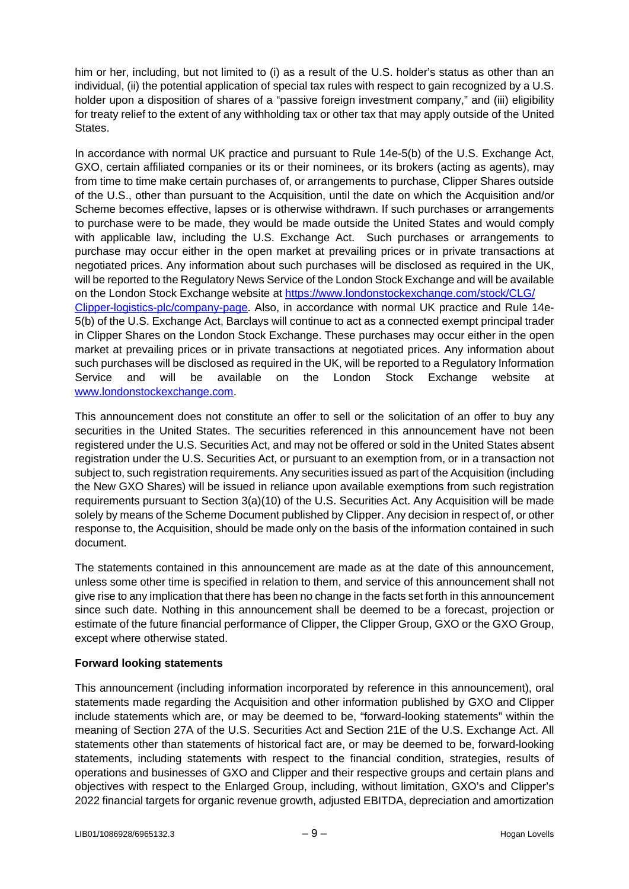him or her, including, but not limited to (i) as a result of the U.S. holder's status as other than an individual, (ii) the potential application of special tax rules with respect to gain recognized by a U.S. holder upon a disposition of shares of a "passive foreign investment company," and (iii) eligibility for treaty relief to the extent of any withholding tax or other tax that may apply outside of the United States.

In accordance with normal UK practice and pursuant to Rule 14e-5(b) of the U.S. Exchange Act, GXO, certain affiliated companies or its or their nominees, or its brokers (acting as agents), may from time to time make certain purchases of, or arrangements to purchase, Clipper Shares outside of the U.S., other than pursuant to the Acquisition, until the date on which the Acquisition and/or Scheme becomes effective, lapses or is otherwise withdrawn. If such purchases or arrangements to purchase were to be made, they would be made outside the United States and would comply with applicable law, including the U.S. Exchange Act. Such purchases or arrangements to purchase may occur either in the open market at prevailing prices or in private transactions at negotiated prices. Any information about such purchases will be disclosed as required in the UK, will be reported to the Regulatory News Service of the London Stock Exchange and will be available on the London Stock Exchange website at [https://www.londonstockexchange.com/stock/CLG/Clipper-logistics-plc/company-page](https://www.londonstockexchange.com/stock/CLG/Clipper-logistics-plc/company-page). Also, in accordance with normal UK practice and Rule 14e-5(b) of the U.S. Exchange Act, Barclays will continue to act as a connected exempt principal trader in Clipper Shares on the London Stock Exchange. These purchases may occur either in the open market at prevailing prices or in private transactions at negotiated prices. Any information about such purchases will be disclosed as required in the UK, will be reported to a Regulatory Information Service and will be available on the London Stock Exchange website at [www.londonstockexchange.com](www.londonstockexchange.com).

This announcement does not constitute an offer to sell or the solicitation of an offer to buy any securities in the United States. The securities referenced in this announcement have not been registered under the U.S. Securities Act, and may not be offered or sold in the United States absent registration under the U.S. Securities Act, or pursuant to an exemption from, or in a transaction not subject to, such registration requirements. Any securities issued as part of the Acquisition (including the New GXO Shares) will be issued in reliance upon available exemptions from such registration requirements pursuant to Section 3(a)(10) of the U.S. Securities Act. Any Acquisition will be made solely by means of the Scheme Document published by Clipper. Any decision in respect of, or other response to, the Acquisition, should be made only on the basis of the information contained in such document.

The statements contained in this announcement are made as at the date of this announcement, unless some other time is specified in relation to them, and service of this announcement shall not give rise to any implication that there has been no change in the facts set forth in this announcement since such date. Nothing in this announcement shall be deemed to be a forecast, projection or estimate of the future financial performance of Clipper, the Clipper Group, GXO or the GXO Group, except where otherwise stated.

**Forward looking statements**

This announcement (including information incorporated by reference in this announcement), oral statements made regarding the Acquisition and other information published by GXO and Clipper include statements which are, or may be deemed to be, "forward-looking statements" within the meaning of Section 27A of the U.S. Securities Act and Section 21E of the U.S. Exchange Act. All statements other than statements of historical fact are, or may be deemed to be, forward-looking statements, including statements with respect to the financial condition, strategies, results of operations and businesses of GXO and Clipper and their respective groups and certain plans and objectives with respect to the Enlarged Group, including, without limitation, GXO's and Clipper's 2022 financial targets for organic revenue growth, adjusted EBITDA, depreciation and amortization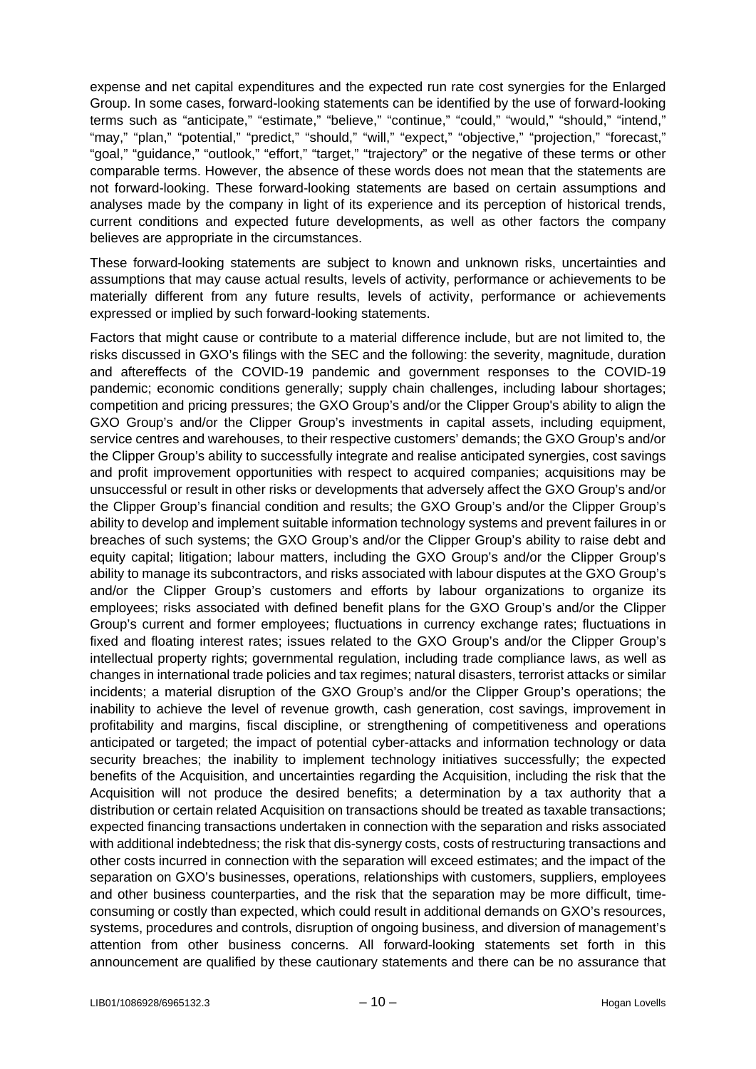expense and net capital expenditures and the expected run rate cost synergies for the Enlarged Group. In some cases, forward-looking statements can be identified by the use of forward-looking terms such as "anticipate," "estimate," "believe," "continue," "could," "would," "should," "intend," "may," "plan," "potential," "predict," "should," "will," "expect," "objective," "projection," "forecast," "goal," "guidance," "outlook," "effort," "target," "trajectory" or the negative of these terms or other comparable terms. However, the absence of these words does not mean that the statements are not forward-looking. These forward-looking statements are based on certain assumptions and analyses made by the company in light of its experience and its perception of historical trends, current conditions and expected future developments, as well as other factors the company believes are appropriate in the circumstances.

These forward-looking statements are subject to known and unknown risks, uncertainties and assumptions that may cause actual results, levels of activity, performance or achievements to be materially different from any future results, levels of activity, performance or achievements expressed or implied by such forward-looking statements.

Factors that might cause or contribute to a material difference include, but are not limited to, the risks discussed in GXO's filings with the SEC and the following: the severity, magnitude, duration and aftereffects of the COVID-19 pandemic and government responses to the COVID-19 pandemic; economic conditions generally; supply chain challenges, including labour shortages; competition and pricing pressures; the GXO Group's and/or the Clipper Group's ability to align the GXO Group's and/or the Clipper Group's investments in capital assets, including equipment, service centres and warehouses, to their respective customers' demands; the GXO Group's and/or the Clipper Group's ability to successfully integrate and realise anticipated synergies, cost savings and profit improvement opportunities with respect to acquired companies; acquisitions may be unsuccessful or result in other risks or developments that adversely affect the GXO Group's and/or the Clipper Group's financial condition and results; the GXO Group's and/or the Clipper Group's ability to develop and implement suitable information technology systems and prevent failures in or breaches of such systems; the GXO Group's and/or the Clipper Group's ability to raise debt and equity capital; litigation; labour matters, including the GXO Group's and/or the Clipper Group's ability to manage its subcontractors, and risks associated with labour disputes at the GXO Group's and/or the Clipper Group's customers and efforts by labour organizations to organize its employees; risks associated with defined benefit plans for the GXO Group's and/or the Clipper Group's current and former employees; fluctuations in currency exchange rates; fluctuations in fixed and floating interest rates; issues related to the GXO Group's and/or the Clipper Group's intellectual property rights; governmental regulation, including trade compliance laws, as well as changes in international trade policies and tax regimes; natural disasters, terrorist attacks or similar incidents; a material disruption of the GXO Group's and/or the Clipper Group's operations; the inability to achieve the level of revenue growth, cash generation, cost savings, improvement in profitability and margins, fiscal discipline, or strengthening of competitiveness and operations anticipated or targeted; the impact of potential cyber-attacks and information technology or data security breaches; the inability to implement technology initiatives successfully; the expected benefits of the Acquisition, and uncertainties regarding the Acquisition, including the risk that the Acquisition will not produce the desired benefits; a determination by a tax authority that a distribution or certain related Acquisition on transactions should be treated as taxable transactions; expected financing transactions undertaken in connection with the separation and risks associated with additional indebtedness; the risk that dis-synergy costs, costs of restructuring transactions and other costs incurred in connection with the separation will exceed estimates; and the impact of the separation on GXO's businesses, operations, relationships with customers, suppliers, employees and other business counterparties, and the risk that the separation may be more difficult, time-consuming or costly than expected, which could result in additional demands on GXO's resources, systems, procedures and controls, disruption of ongoing business, and diversion of management's attention from other business concerns. All forward-looking statements set forth in this announcement are qualified by these cautionary statements and there can be no assurance that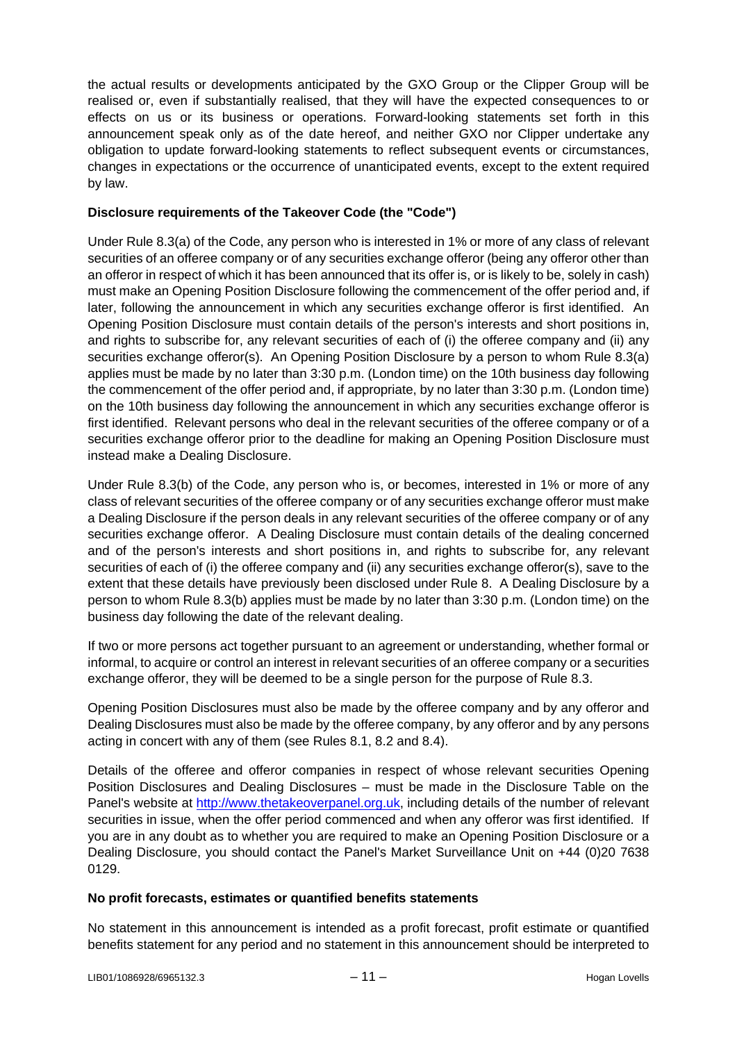the actual results or developments anticipated by the GXO Group or the Clipper Group will be realised or, even if substantially realised, that they will have the expected consequences to or effects on us or its business or operations. Forward-looking statements set forth in this announcement speak only as of the date hereof, and neither GXO nor Clipper undertake any obligation to update forward-looking statements to reflect subsequent events or circumstances, changes in expectations or the occurrence of unanticipated events, except to the extent required by law.

**Disclosure requirements of the Takeover Code (the "Code")**

Under Rule 8.3(a) of the Code, any person who is interested in 1% or more of any class of relevant securities of an offeree company or of any securities exchange offeror (being any offeror other than an offeror in respect of which it has been announced that its offer is, or is likely to be, solely in cash) must make an Opening Position Disclosure following the commencement of the offer period and, if later, following the announcement in which any securities exchange offeror is first identified. An Opening Position Disclosure must contain details of the person's interests and short positions in, and rights to subscribe for, any relevant securities of each of (i) the offeree company and (ii) any securities exchange offeror(s). An Opening Position Disclosure by a person to whom Rule 8.3(a) applies must be made by no later than 3:30 p.m. (London time) on the 10th business day following the commencement of the offer period and, if appropriate, by no later than 3:30 p.m. (London time) on the 10th business day following the announcement in which any securities exchange offeror is first identified. Relevant persons who deal in the relevant securities of the offeree company or of a securities exchange offeror prior to the deadline for making an Opening Position Disclosure must instead make a Dealing Disclosure.

Under Rule 8.3(b) of the Code, any person who is, or becomes, interested in 1% or more of any class of relevant securities of the offeree company or of any securities exchange offeror must make a Dealing Disclosure if the person deals in any relevant securities of the offeree company or of any securities exchange offeror. A Dealing Disclosure must contain details of the dealing concerned and of the person's interests and short positions in, and rights to subscribe for, any relevant securities of each of (i) the offeree company and (ii) any securities exchange offeror(s), save to the extent that these details have previously been disclosed under Rule 8. A Dealing Disclosure by a person to whom Rule 8.3(b) applies must be made by no later than 3:30 p.m. (London time) on the business day following the date of the relevant dealing.

If two or more persons act together pursuant to an agreement or understanding, whether formal or informal, to acquire or control an interest in relevant securities of an offeree company or a securities exchange offeror, they will be deemed to be a single person for the purpose of Rule 8.3.

Opening Position Disclosures must also be made by the offeree company and by any offeror and Dealing Disclosures must also be made by the offeree company, by any offeror and by any persons acting in concert with any of them (see Rules 8.1, 8.2 and 8.4).

Details of the offeree and offeror companies in respect of whose relevant securities Opening Position Disclosures and Dealing Disclosures – must be made in the Disclosure Table on the Panel's website at http://www.thetakeoverpanel.org.uk, including details of the number of relevant securities in issue, when the offer period commenced and when any offeror was first identified. If you are in any doubt as to whether you are required to make an Opening Position Disclosure or a Dealing Disclosure, you should contact the Panel's Market Surveillance Unit on +44 (0)20 7638 0129.

**No profit forecasts, estimates or quantified benefits statements**

No statement in this announcement is intended as a profit forecast, profit estimate or quantified benefits statement for any period and no statement in this announcement should be interpreted to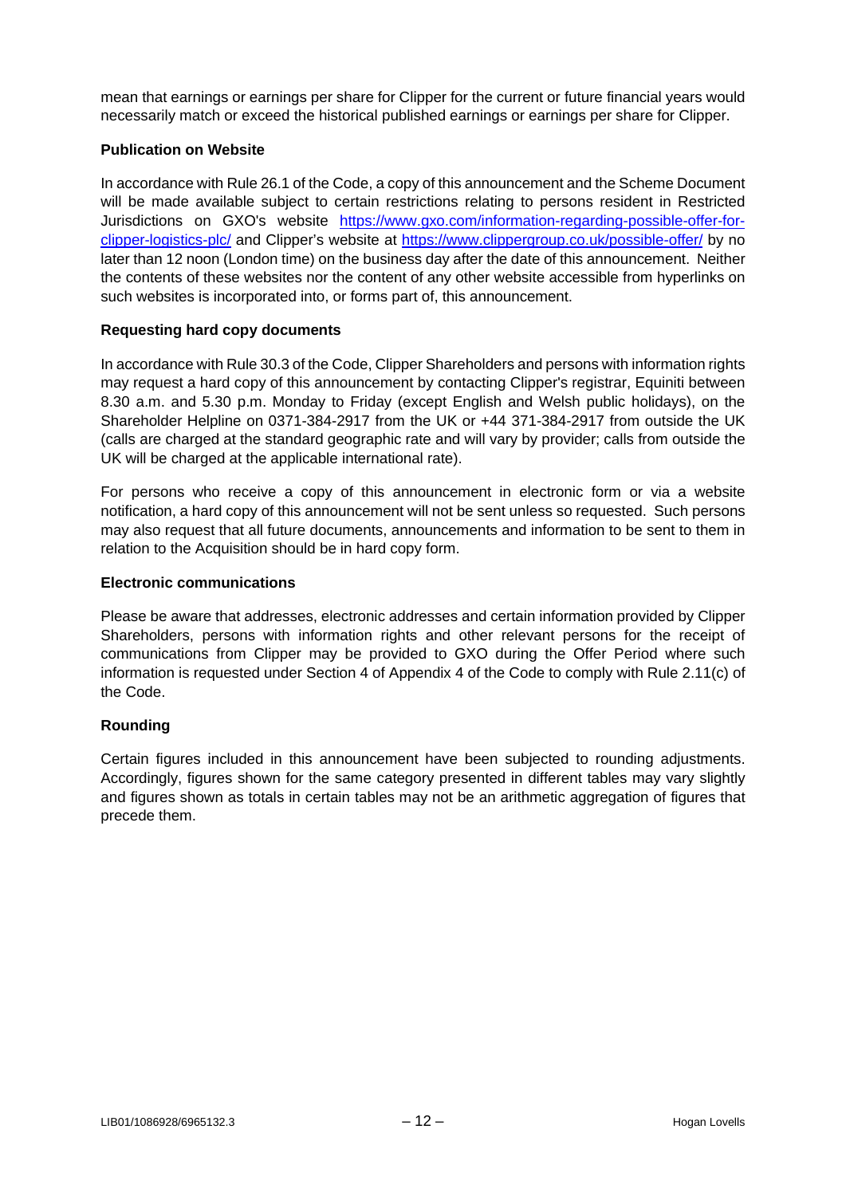mean that earnings or earnings per share for Clipper for the current or future financial years would necessarily match or exceed the historical published earnings or earnings per share for Clipper.

**Publication on Website**

In accordance with Rule 26.1 of the Code, a copy of this announcement and the Scheme Document will be made available subject to certain restrictions relating to persons resident in Restricted Jurisdictions on GXO's website https://www.gxo.com/information-regarding-possible-offer-for-clipper-logistics-plc/ and Clipper's website at https://www.clippergroup.co.uk/possible-offer/ by no later than 12 noon (London time) on the business day after the date of this announcement. Neither the contents of these websites nor the content of any other website accessible from hyperlinks on such websites is incorporated into, or forms part of, this announcement.

**Requesting hard copy documents**

In accordance with Rule 30.3 of the Code, Clipper Shareholders and persons with information rights may request a hard copy of this announcement by contacting Clipper's registrar, Equiniti between 8.30 a.m. and 5.30 p.m. Monday to Friday (except English and Welsh public holidays), on the Shareholder Helpline on 0371-384-2917 from the UK or +44 371-384-2917 from outside the UK (calls are charged at the standard geographic rate and will vary by provider; calls from outside the UK will be charged at the applicable international rate).

For persons who receive a copy of this announcement in electronic form or via a website notification, a hard copy of this announcement will not be sent unless so requested. Such persons may also request that all future documents, announcements and information to be sent to them in relation to the Acquisition should be in hard copy form.

**Electronic communications**

Please be aware that addresses, electronic addresses and certain information provided by Clipper Shareholders, persons with information rights and other relevant persons for the receipt of communications from Clipper may be provided to GXO during the Offer Period where such information is requested under Section 4 of Appendix 4 of the Code to comply with Rule 2.11(c) of the Code.

**Rounding**

Certain figures included in this announcement have been subjected to rounding adjustments. Accordingly, figures shown for the same category presented in different tables may vary slightly and figures shown as totals in certain tables may not be an arithmetic aggregation of figures that precede them.